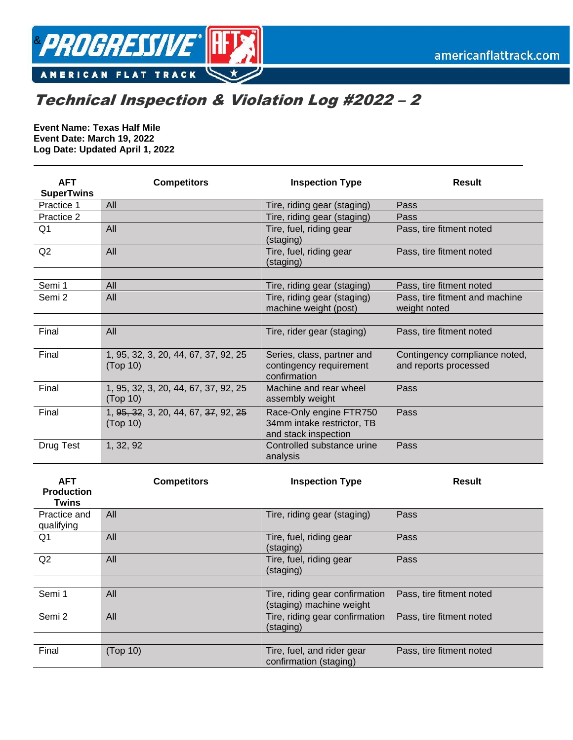# Technical Inspection & Violation Log #2022 – 2

**Event Name: Texas Half Mile**
**Event Date: March 19, 2022**
**Log Date: Updated April 1, 2022**

---

| AFT SuperTwins | Competitors | Inspection Type | Result |
|---|---|---|---|
| Practice 1 | All | Tire, riding gear (staging) | Pass |
| Practice 2 | | Tire, riding gear (staging) | Pass |
| Q1 | All | Tire, fuel, riding gear (staging) | Pass, tire fitment noted |
| Q2 | All | Tire, fuel, riding gear (staging) | Pass, tire fitment noted |
| | | | |
| Semi 1 | All | Tire, riding gear (staging) | Pass, tire fitment noted |
| Semi 2 | All | Tire, riding gear (staging) machine weight (post) | Pass, tire fitment and machine weight noted |
| | | | |
| Final | All | Tire, rider gear (staging) | Pass, tire fitment noted |
| Final | 1, 95, 32, 3, 20, 44, 67, 37, 92, 25 (Top 10) | Series, class, partner and contingency requirement confirmation | Contingency compliance noted, and reports processed |
| Final | 1, 95, 32, 3, 20, 44, 67, 37, 92, 25 (Top 10) | Machine and rear wheel assembly weight | Pass |
| Final | 1, ~~95, 32~~, 3, 20, 44, 67, ~~37~~, 92, ~~25~~ (Top 10) | Race-Only engine FTR750 34mm intake restrictor, TB and stack inspection | Pass |
| Drug Test | 1, 32, 92 | Controlled substance urine analysis | Pass |

| AFT Production Twins | Competitors | Inspection Type | Result |
|---|---|---|---|
| Practice and qualifying | All | Tire, riding gear (staging) | Pass |
| Q1 | All | Tire, fuel, riding gear (staging) | Pass |
| Q2 | All | Tire, fuel, riding gear (staging) | Pass |
| | | | |
| Semi 1 | All | Tire, riding gear confirmation (staging) machine weight | Pass, tire fitment noted |
| Semi 2 | All | Tire, riding gear confirmation (staging) | Pass, tire fitment noted |
| | | | |
| Final | (Top 10) | Tire, fuel, and rider gear confirmation (staging) | Pass, tire fitment noted |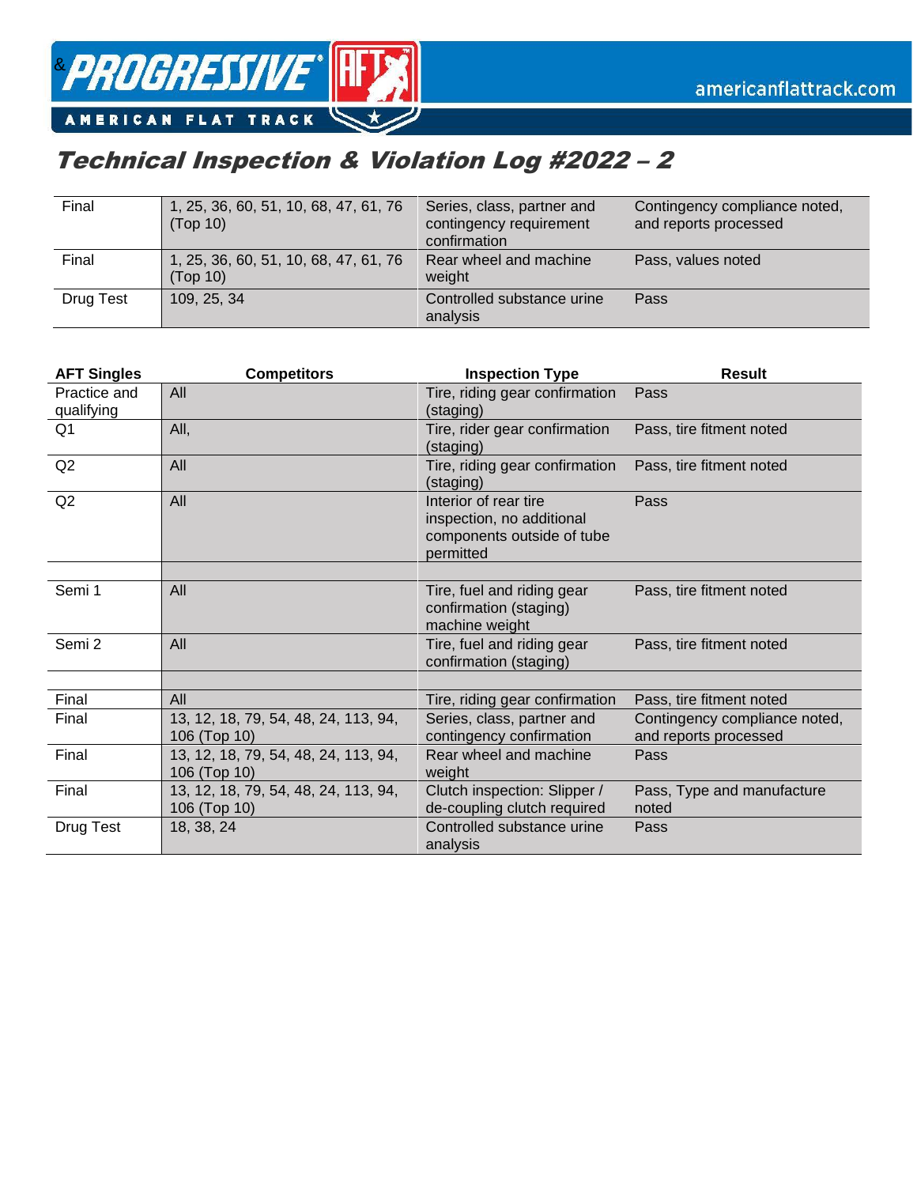# Technical Inspection & Violation Log #2022 – 2

| | | | |
|---|---|---|---|
| Final | 1, 25, 36, 60, 51, 10, 68, 47, 61, 76 (Top 10) | Series, class, partner and contingency requirement confirmation | Contingency compliance noted, and reports processed |
| Final | 1, 25, 36, 60, 51, 10, 68, 47, 61, 76 (Top 10) | Rear wheel and machine weight | Pass, values noted |
| Drug Test | 109, 25, 34 | Controlled substance urine analysis | Pass |

| AFT Singles | Competitors | Inspection Type | Result |
|---|---|---|---|
| Practice and qualifying | All | Tire, riding gear confirmation (staging) | Pass |
| Q1 | All, | Tire, rider gear confirmation (staging) | Pass, tire fitment noted |
| Q2 | All | Tire, riding gear confirmation (staging) | Pass, tire fitment noted |
| Q2 | All | Interior of rear tire inspection, no additional components outside of tube permitted | Pass |
| | | | |
| Semi 1 | All | Tire, fuel and riding gear confirmation (staging) machine weight | Pass, tire fitment noted |
| Semi 2 | All | Tire, fuel and riding gear confirmation (staging) | Pass, tire fitment noted |
| | | | |
| Final | All | Tire, riding gear confirmation | Pass, tire fitment noted |
| Final | 13, 12, 18, 79, 54, 48, 24, 113, 94, 106 (Top 10) | Series, class, partner and contingency confirmation | Contingency compliance noted, and reports processed |
| Final | 13, 12, 18, 79, 54, 48, 24, 113, 94, 106 (Top 10) | Rear wheel and machine weight | Pass |
| Final | 13, 12, 18, 79, 54, 48, 24, 113, 94, 106 (Top 10) | Clutch inspection: Slipper / de-coupling clutch required | Pass, Type and manufacture noted |
| Drug Test | 18, 38, 24 | Controlled substance urine analysis | Pass |